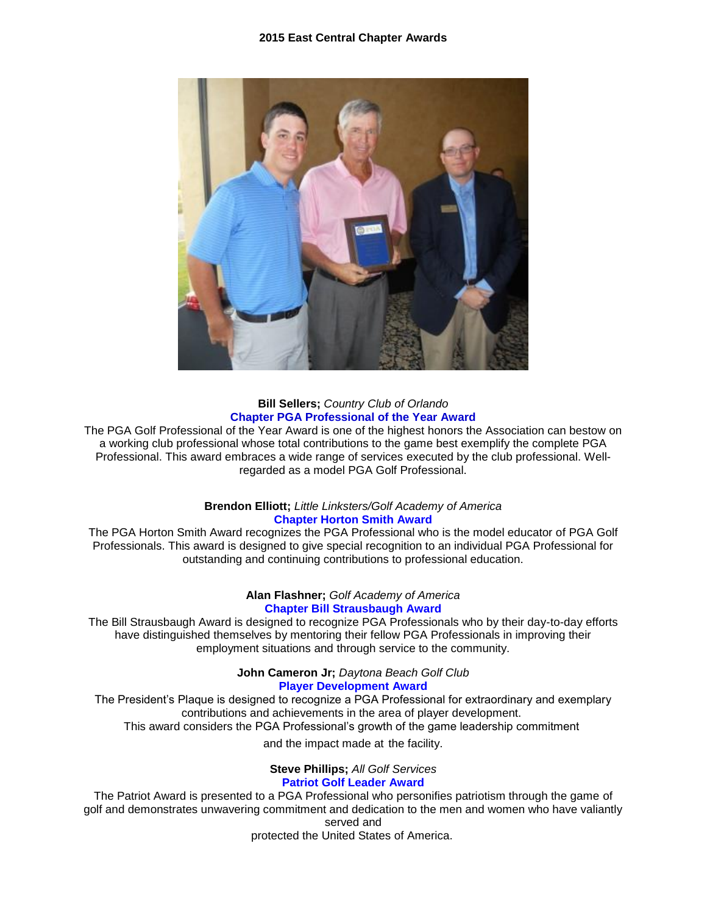# 2015 East Central Chapter Awards

**Bill Sellers;** *Country Club of Orlando*
**Chapter PGA Professional of the Year Award**

The PGA Golf Professional of the Year Award is one of the highest honors the Association can bestow on a working club professional whose total contributions to the game best exemplify the complete PGA Professional. This award embraces a wide range of services executed by the club professional. Well-regarded as a model PGA Golf Professional.

**Brendon Elliott;** *Little Linksters/Golf Academy of America*
**Chapter Horton Smith Award**

The PGA Horton Smith Award recognizes the PGA Professional who is the model educator of PGA Golf Professionals. This award is designed to give special recognition to an individual PGA Professional for outstanding and continuing contributions to professional education.

**Alan Flashner;** *Golf Academy of America*
**Chapter Bill Strausbaugh Award**

The Bill Strausbaugh Award is designed to recognize PGA Professionals who by their day-to-day efforts have distinguished themselves by mentoring their fellow PGA Professionals in improving their employment situations and through service to the community.

**John Cameron Jr;** *Daytona Beach Golf Club*
**Player Development Award**

The President's Plaque is designed to recognize a PGA Professional for extraordinary and exemplary contributions and achievements in the area of player development.
This award considers the PGA Professional's growth of the game leadership commitment and the impact made at the facility.

**Steve Phillips;** *All Golf Services*
**Patriot Golf Leader Award**

The Patriot Award is presented to a PGA Professional who personifies patriotism through the game of golf and demonstrates unwavering commitment and dedication to the men and women who have valiantly served and protected the United States of America.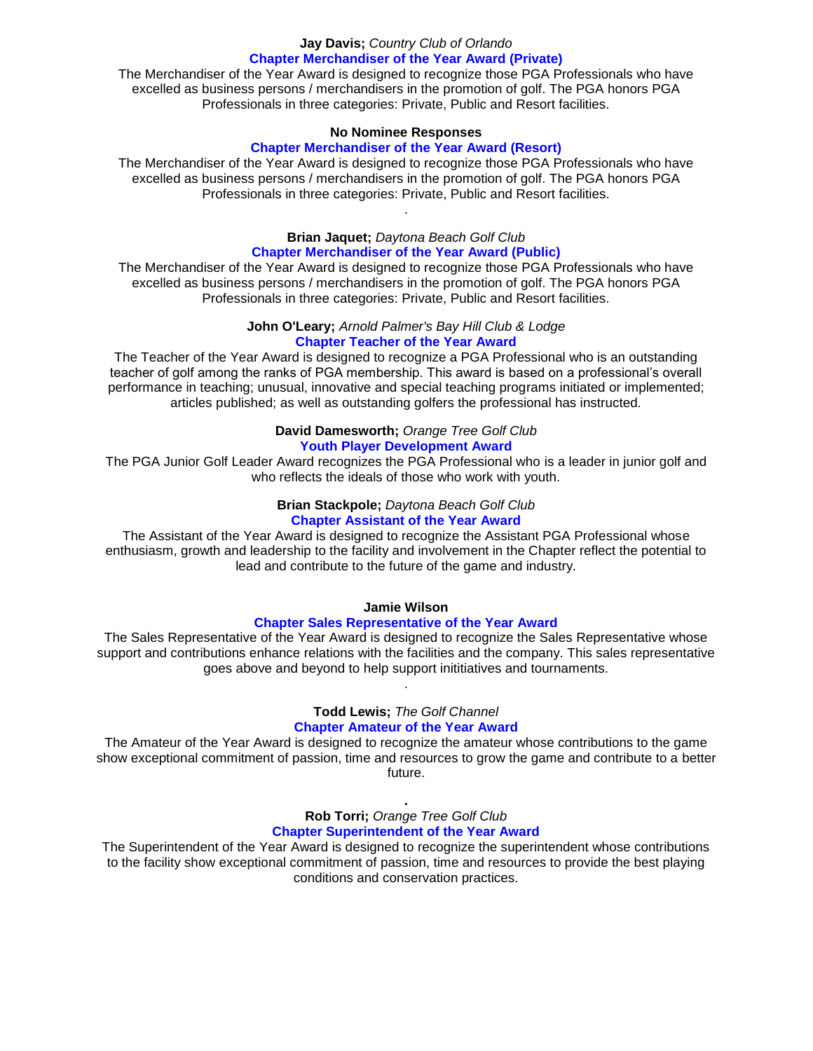**Jay Davis;** *Country Club of Orlando*

**Chapter Merchandiser of the Year Award (Private)**

The Merchandiser of the Year Award is designed to recognize those PGA Professionals who have excelled as business persons / merchandisers in the promotion of golf. The PGA honors PGA Professionals in three categories: Private, Public and Resort facilities.

**No Nominee Responses**

**Chapter Merchandiser of the Year Award (Resort)**

The Merchandiser of the Year Award is designed to recognize those PGA Professionals who have excelled as business persons / merchandisers in the promotion of golf. The PGA honors PGA Professionals in three categories: Private, Public and Resort facilities.

.

**Brian Jaquet;** *Daytona Beach Golf Club*

**Chapter Merchandiser of the Year Award (Public)**

The Merchandiser of the Year Award is designed to recognize those PGA Professionals who have excelled as business persons / merchandisers in the promotion of golf. The PGA honors PGA Professionals in three categories: Private, Public and Resort facilities.

**John O'Leary;** *Arnold Palmer's Bay Hill Club & Lodge*

**Chapter Teacher of the Year Award**

The Teacher of the Year Award is designed to recognize a PGA Professional who is an outstanding teacher of golf among the ranks of PGA membership. This award is based on a professional's overall performance in teaching; unusual, innovative and special teaching programs initiated or implemented; articles published; as well as outstanding golfers the professional has instructed.

**David Damesworth;** *Orange Tree Golf Club*

**Youth Player Development Award**

The PGA Junior Golf Leader Award recognizes the PGA Professional who is a leader in junior golf and who reflects the ideals of those who work with youth.

**Brian Stackpole;** *Daytona Beach Golf Club*

**Chapter Assistant of the Year Award**

The Assistant of the Year Award is designed to recognize the Assistant PGA Professional whose enthusiasm, growth and leadership to the facility and involvement in the Chapter reflect the potential to lead and contribute to the future of the game and industry.

**Jamie Wilson**

**Chapter Sales Representative of the Year Award**

The Sales Representative of the Year Award is designed to recognize the Sales Representative whose support and contributions enhance relations with the facilities and the company. This sales representative goes above and beyond to help support inititiatives and tournaments.

.

**Todd Lewis;** *The Golf Channel*

**Chapter Amateur of the Year Award**

The Amateur of the Year Award is designed to recognize the amateur whose contributions to the game show exceptional commitment of passion, time and resources to grow the game and contribute to a better future.

.

**Rob Torri;** *Orange Tree Golf Club*

**Chapter Superintendent of the Year Award**

The Superintendent of the Year Award is designed to recognize the superintendent whose contributions to the facility show exceptional commitment of passion, time and resources to provide the best playing conditions and conservation practices.